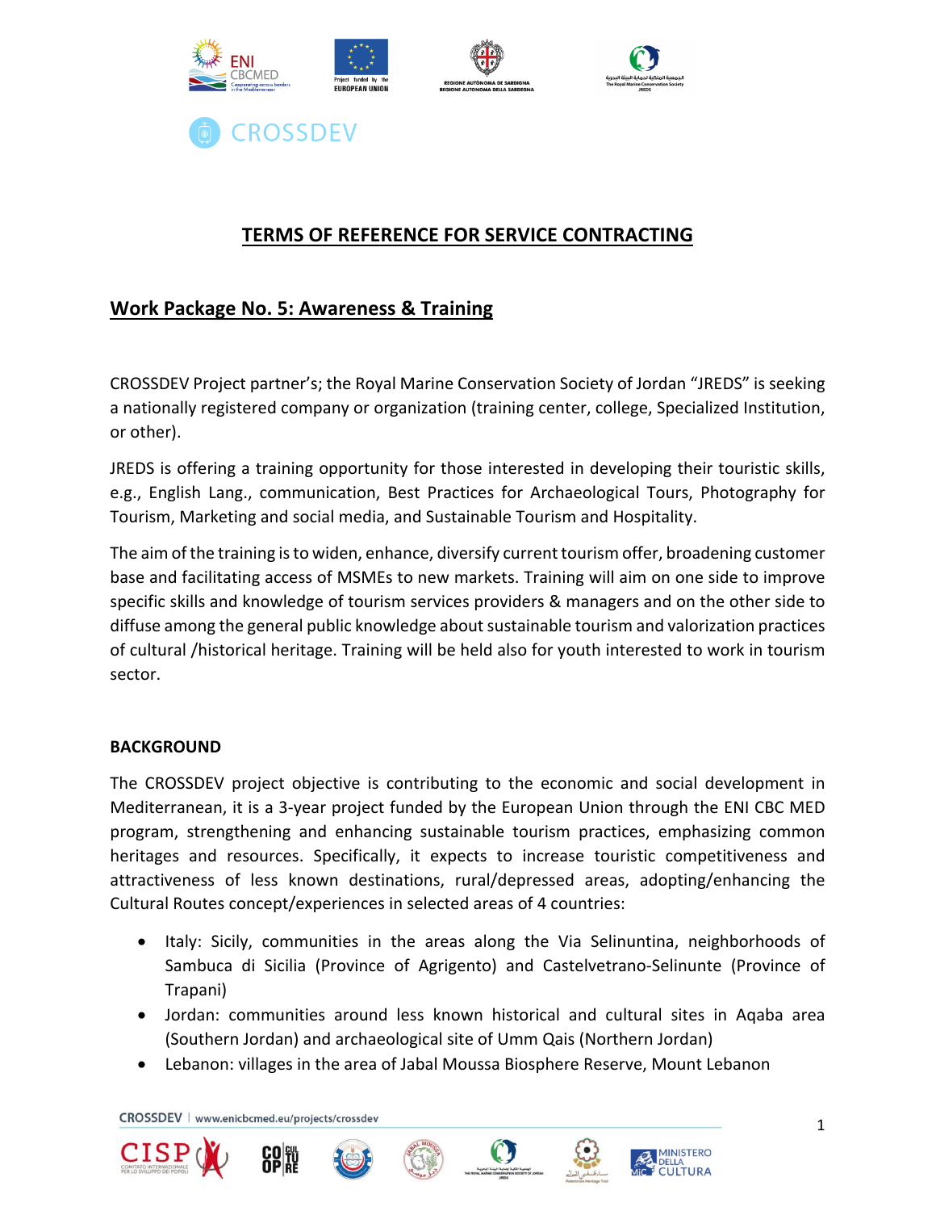CROSSDEV

# TERMS OF REFERENCE FOR SERVICE CONTRACTING

## Work Package No. 5: Awareness & Training

CROSSDEV Project partner's; the Royal Marine Conservation Society of Jordan "JREDS" is seeking a nationally registered company or organization (training center, college, Specialized Institution, or other).

JREDS is offering a training opportunity for those interested in developing their touristic skills, e.g., English Lang., communication, Best Practices for Archaeological Tours, Photography for Tourism, Marketing and social media, and Sustainable Tourism and Hospitality.

The aim of the training is to widen, enhance, diversify current tourism offer, broadening customer base and facilitating access of MSMEs to new markets. Training will aim on one side to improve specific skills and knowledge of tourism services providers & managers and on the other side to diffuse among the general public knowledge about sustainable tourism and valorization practices of cultural /historical heritage. Training will be held also for youth interested to work in tourism sector.

**BACKGROUND**

The CROSSDEV project objective is contributing to the economic and social development in Mediterranean, it is a 3-year project funded by the European Union through the ENI CBC MED program, strengthening and enhancing sustainable tourism practices, emphasizing common heritages and resources. Specifically, it expects to increase touristic competitiveness and attractiveness of less known destinations, rural/depressed areas, adopting/enhancing the Cultural Routes concept/experiences in selected areas of 4 countries:

- Italy: Sicily, communities in the areas along the Via Selinuntina, neighborhoods of Sambuca di Sicilia (Province of Agrigento) and Castelvetrano-Selinunte (Province of Trapani)
- Jordan: communities around less known historical and cultural sites in Aqaba area (Southern Jordan) and archaeological site of Umm Qais (Northern Jordan)
- Lebanon: villages in the area of Jabal Moussa Biosphere Reserve, Mount Lebanon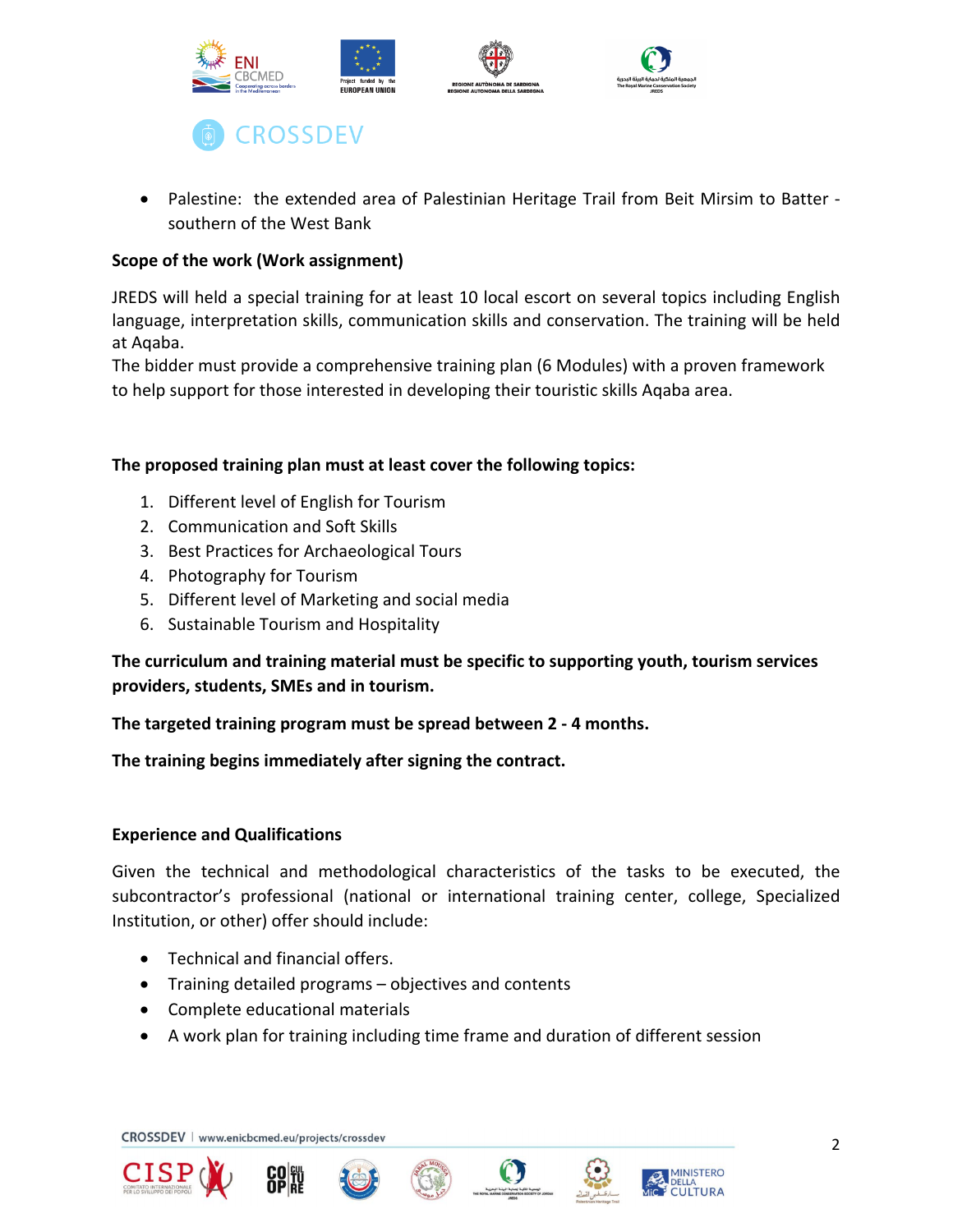- Palestine: the extended area of Palestinian Heritage Trail from Beit Mirsim to Batter - southern of the West Bank

**Scope of the work (Work assignment)**

JREDS will held a special training for at least 10 local escort on several topics including English language, interpretation skills, communication skills and conservation. The training will be held at Aqaba.
The bidder must provide a comprehensive training plan (6 Modules) with a proven framework to help support for those interested in developing their touristic skills Aqaba area.

**The proposed training plan must at least cover the following topics:**

1. Different level of English for Tourism
2. Communication and Soft Skills
3. Best Practices for Archaeological Tours
4. Photography for Tourism
5. Different level of Marketing and social media
6. Sustainable Tourism and Hospitality

**The curriculum and training material must be specific to supporting youth, tourism services providers, students, SMEs and in tourism.**

**The targeted training program must be spread between 2 - 4 months.**

**The training begins immediately after signing the contract.**

**Experience and Qualifications**

Given the technical and methodological characteristics of the tasks to be executed, the subcontractor's professional (national or international training center, college, Specialized Institution, or other) offer should include:

- Technical and financial offers.
- Training detailed programs – objectives and contents
- Complete educational materials
- A work plan for training including time frame and duration of different session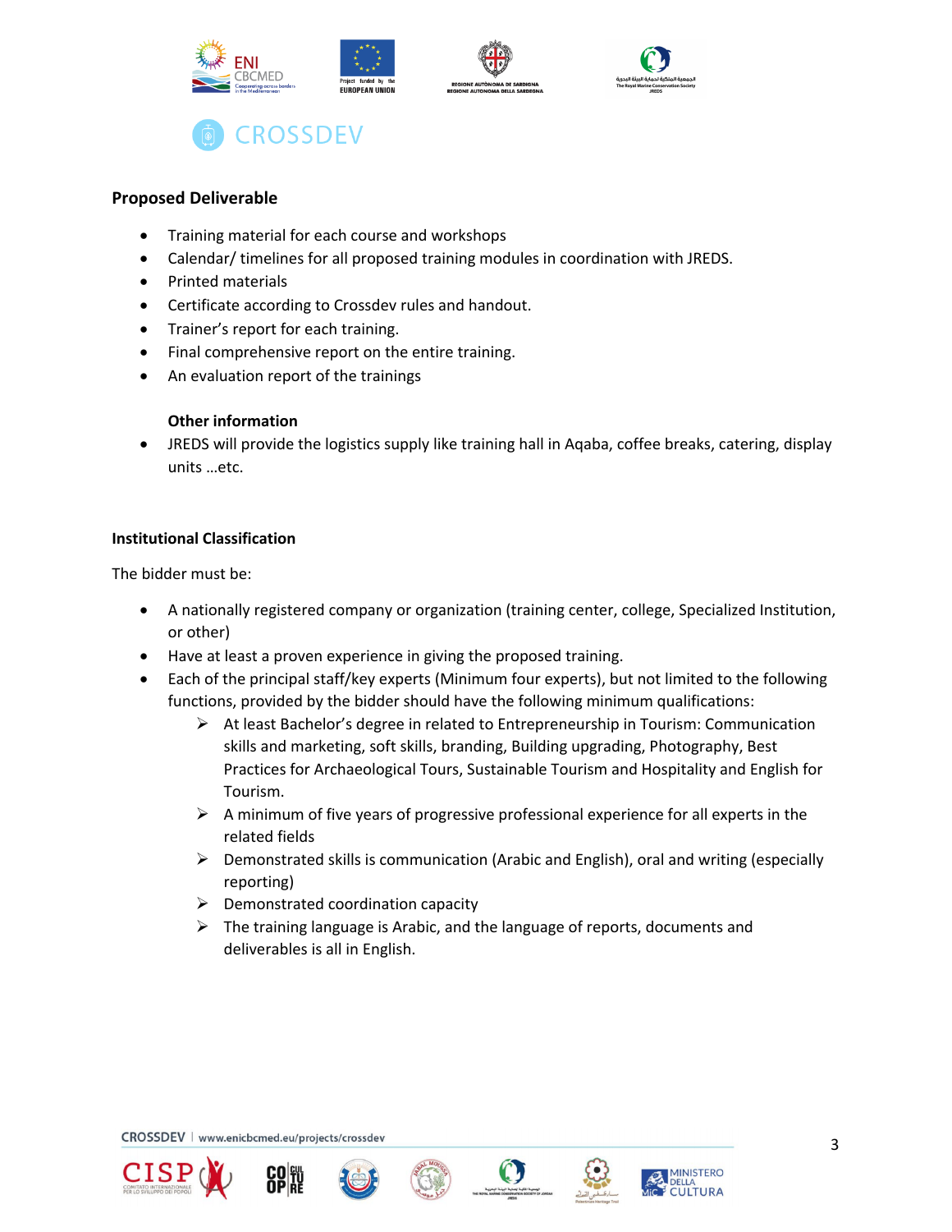## Proposed Deliverable

- Training material for each course and workshops
- Calendar/ timelines for all proposed training modules in coordination with JREDS.
- Printed materials
- Certificate according to Crossdev rules and handout.
- Trainer's report for each training.
- Final comprehensive report on the entire training.
- An evaluation report of the trainings

### Other information

- JREDS will provide the logistics supply like training hall in Aqaba, coffee breaks, catering, display units …etc.

## Institutional Classification

The bidder must be:

- A nationally registered company or organization (training center, college, Specialized Institution, or other)
- Have at least a proven experience in giving the proposed training.
- Each of the principal staff/key experts (Minimum four experts), but not limited to the following functions, provided by the bidder should have the following minimum qualifications:
  - At least Bachelor's degree in related to Entrepreneurship in Tourism: Communication skills and marketing, soft skills, branding, Building upgrading, Photography, Best Practices for Archaeological Tours, Sustainable Tourism and Hospitality and English for Tourism.
  - A minimum of five years of progressive professional experience for all experts in the related fields
  - Demonstrated skills is communication (Arabic and English), oral and writing (especially reporting)
  - Demonstrated coordination capacity
  - The training language is Arabic, and the language of reports, documents and deliverables is all in English.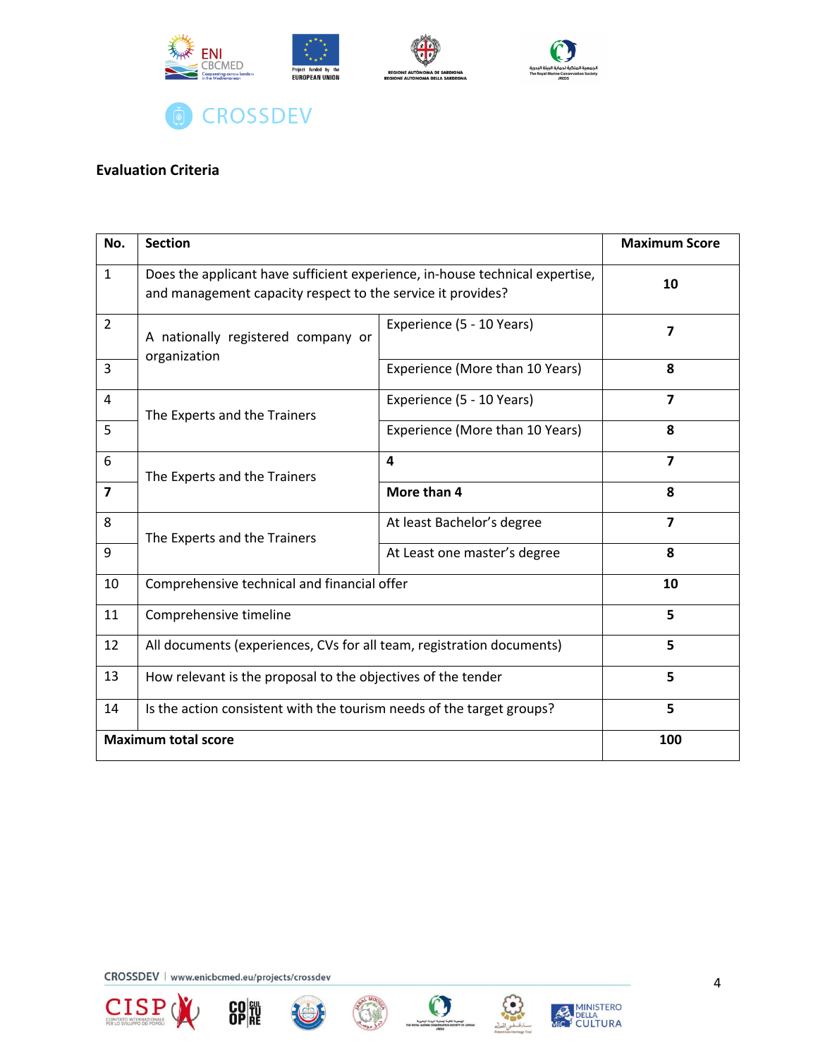**Evaluation Criteria**

| No. | Section | | Maximum Score |
|---|---|---|---|
| 1 | Does the applicant have sufficient experience, in-house technical expertise, and management capacity respect to the service it provides? | | **10** |
| 2 | A nationally registered company or organization | Experience (5 - 10 Years) | **7** |
| 3 | | Experience (More than 10 Years) | **8** |
| 4 | The Experts and the Trainers | Experience (5 - 10 Years) | **7** |
| 5 | | Experience (More than 10 Years) | **8** |
| 6 | The Experts and the Trainers | **4** | **7** |
| **7** | | **More than 4** | **8** |
| 8 | The Experts and the Trainers | At least Bachelor's degree | **7** |
| 9 | | At Least one master's degree | **8** |
| 10 | Comprehensive technical and financial offer | | **10** |
| 11 | Comprehensive timeline | | **5** |
| 12 | All documents (experiences, CVs for all team, registration documents) | | **5** |
| 13 | How relevant is the proposal to the objectives of the tender | | **5** |
| 14 | Is the action consistent with the tourism needs of the target groups? | | **5** |
| **Maximum total score** | | | **100** |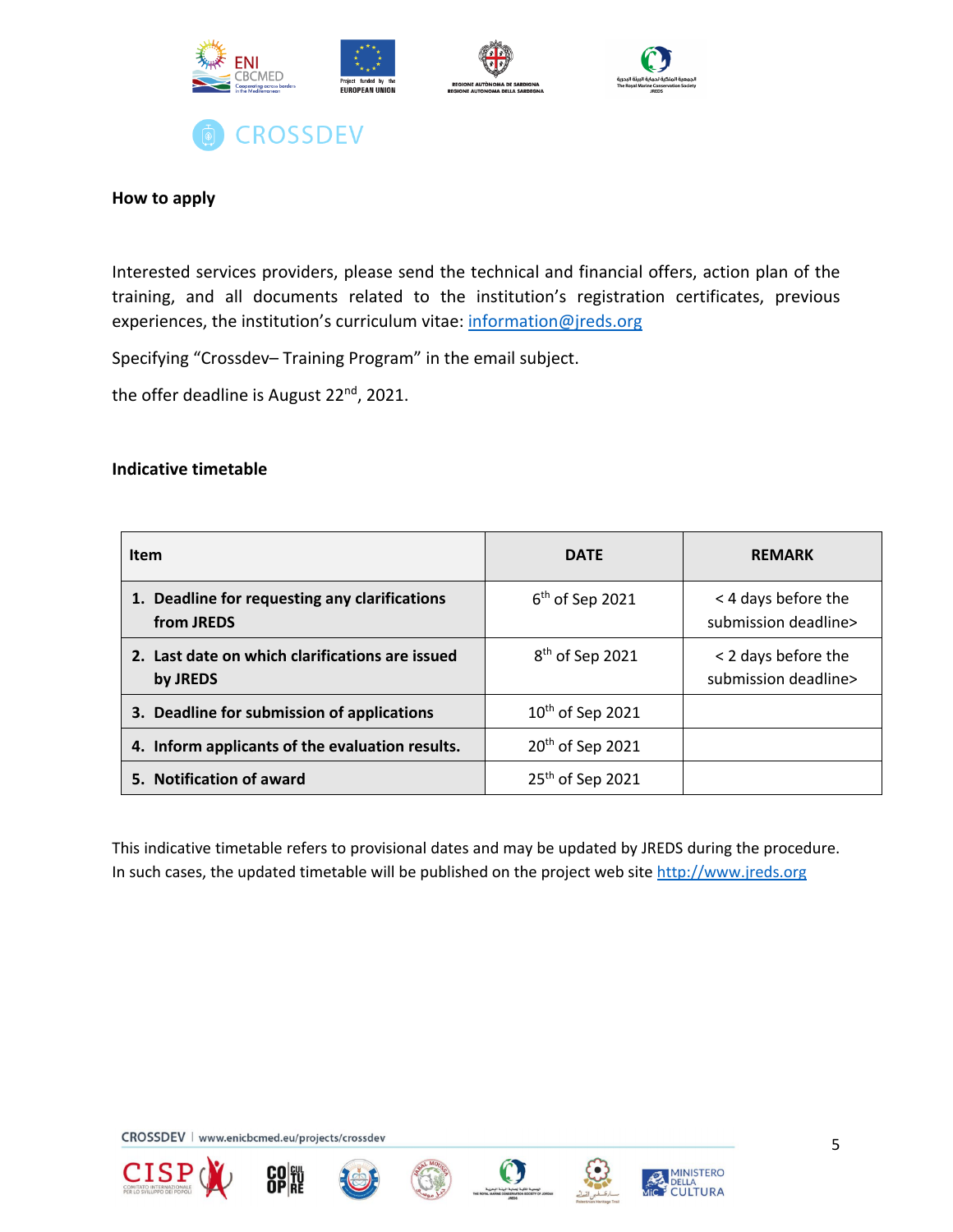**How to apply**

Interested services providers, please send the technical and financial offers, action plan of the training, and all documents related to the institution's registration certificates, previous experiences, the institution's curriculum vitae: information@jreds.org

Specifying "Crossdev– Training Program" in the email subject.

the offer deadline is August 22nd, 2021.

**Indicative timetable**

| Item | DATE | REMARK |
|---|---|---|
| **1. Deadline for requesting any clarifications from JREDS** | 6th of Sep 2021 | < 4 days before the submission deadline> |
| **2. Last date on which clarifications are issued by JREDS** | 8th of Sep 2021 | < 2 days before the submission deadline> |
| **3. Deadline for submission of applications** | 10th of Sep 2021 | |
| **4. Inform applicants of the evaluation results.** | 20th of Sep 2021 | |
| **5. Notification of award** | 25th of Sep 2021 | |

This indicative timetable refers to provisional dates and may be updated by JREDS during the procedure. In such cases, the updated timetable will be published on the project web site http://www.jreds.org